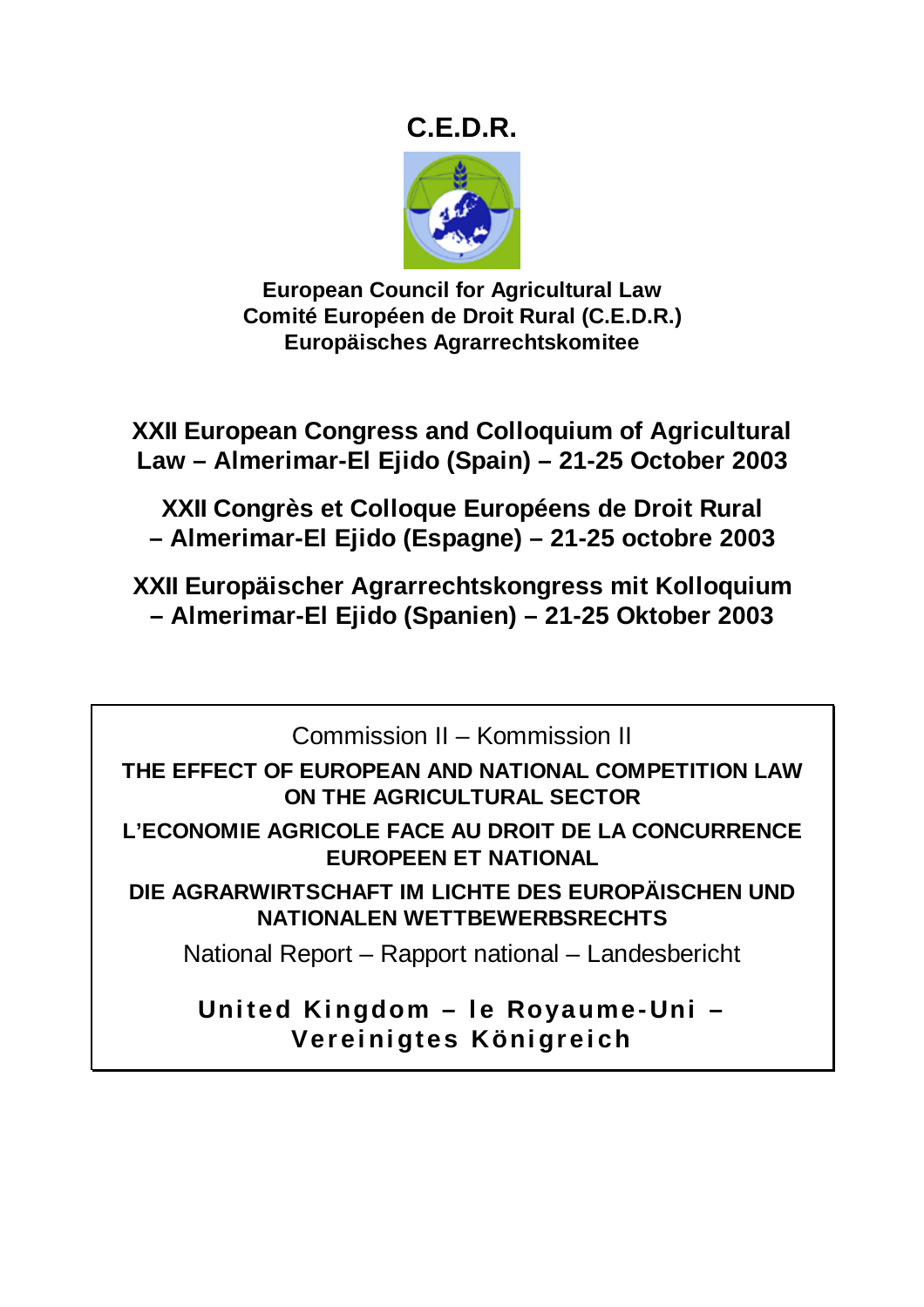# C.E.D.R.

**European Council for Agricultural Law**
**Comité Européen de Droit Rural (C.E.D.R.)**
**Europäisches Agrarrechtskomitee**

## XXII European Congress and Colloquium of Agricultural Law – Almerimar-El Ejido (Spain) – 21-25 October 2003

## XXII Congrès et Colloque Européens de Droit Rural – Almerimar-El Ejido (Espagne) – 21-25 octobre 2003

## XXII Europäischer Agrarrechtskongress mit Kolloquium – Almerimar-El Ejido (Spanien) – 21-25 Oktober 2003

Commission II – Kommission II

**THE EFFECT OF EUROPEAN AND NATIONAL COMPETITION LAW ON THE AGRICULTURAL SECTOR**

**L'ECONOMIE AGRICOLE FACE AU DROIT DE LA CONCURRENCE EUROPEEN ET NATIONAL**

**DIE AGRARWIRTSCHAFT IM LICHTE DES EUROPÄISCHEN UND NATIONALEN WETTBEWERBSRECHTS**

National Report – Rapport national – Landesbericht

**United Kingdom – le Royaume-Uni – Vereinigtes Königreich**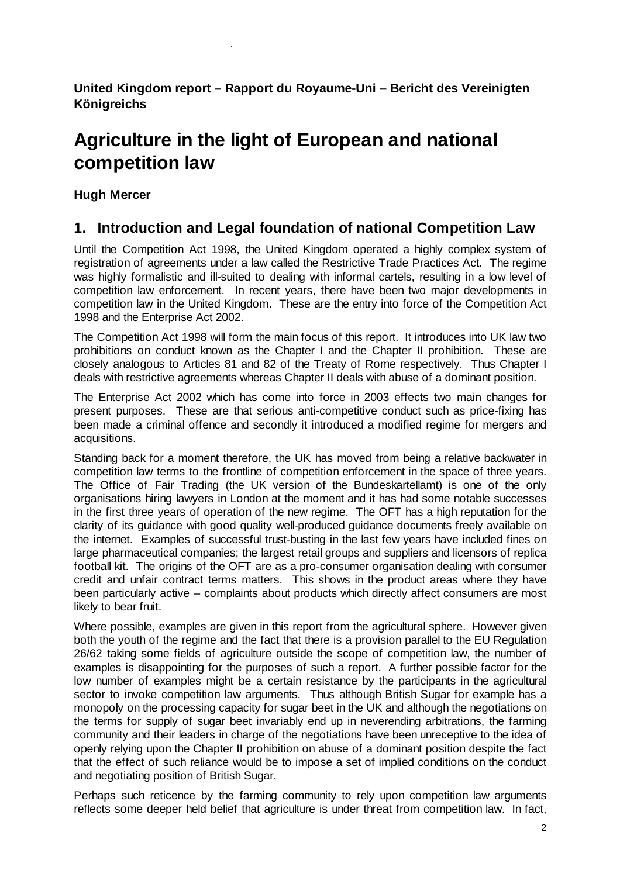**United Kingdom report – Rapport du Royaume-Uni – Bericht des Vereinigten Königreichs**

# Agriculture in the light of European and national competition law

**Hugh Mercer**

## 1. Introduction and Legal foundation of national Competition Law

Until the Competition Act 1998, the United Kingdom operated a highly complex system of registration of agreements under a law called the Restrictive Trade Practices Act. The regime was highly formalistic and ill-suited to dealing with informal cartels, resulting in a low level of competition law enforcement. In recent years, there have been two major developments in competition law in the United Kingdom. These are the entry into force of the Competition Act 1998 and the Enterprise Act 2002.

The Competition Act 1998 will form the main focus of this report. It introduces into UK law two prohibitions on conduct known as the Chapter I and the Chapter II prohibition. These are closely analogous to Articles 81 and 82 of the Treaty of Rome respectively. Thus Chapter I deals with restrictive agreements whereas Chapter II deals with abuse of a dominant position.

The Enterprise Act 2002 which has come into force in 2003 effects two main changes for present purposes. These are that serious anti-competitive conduct such as price-fixing has been made a criminal offence and secondly it introduced a modified regime for mergers and acquisitions.

Standing back for a moment therefore, the UK has moved from being a relative backwater in competition law terms to the frontline of competition enforcement in the space of three years. The Office of Fair Trading (the UK version of the Bundeskartellamt) is one of the only organisations hiring lawyers in London at the moment and it has had some notable successes in the first three years of operation of the new regime. The OFT has a high reputation for the clarity of its guidance with good quality well-produced guidance documents freely available on the internet. Examples of successful trust-busting in the last few years have included fines on large pharmaceutical companies; the largest retail groups and suppliers and licensors of replica football kit. The origins of the OFT are as a pro-consumer organisation dealing with consumer credit and unfair contract terms matters. This shows in the product areas where they have been particularly active – complaints about products which directly affect consumers are most likely to bear fruit.

Where possible, examples are given in this report from the agricultural sphere. However given both the youth of the regime and the fact that there is a provision parallel to the EU Regulation 26/62 taking some fields of agriculture outside the scope of competition law, the number of examples is disappointing for the purposes of such a report. A further possible factor for the low number of examples might be a certain resistance by the participants in the agricultural sector to invoke competition law arguments. Thus although British Sugar for example has a monopoly on the processing capacity for sugar beet in the UK and although the negotiations on the terms for supply of sugar beet invariably end up in neverending arbitrations, the farming community and their leaders in charge of the negotiations have been unreceptive to the idea of openly relying upon the Chapter II prohibition on abuse of a dominant position despite the fact that the effect of such reliance would be to impose a set of implied conditions on the conduct and negotiating position of British Sugar.

Perhaps such reticence by the farming community to rely upon competition law arguments reflects some deeper held belief that agriculture is under threat from competition law. In fact,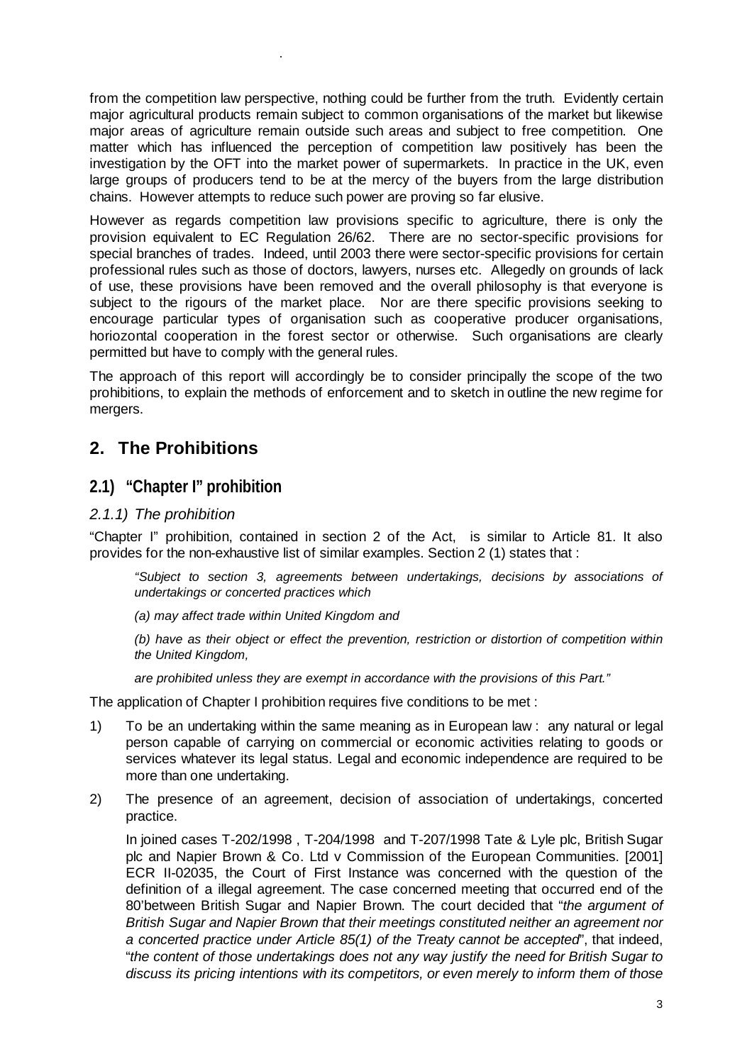from the competition law perspective, nothing could be further from the truth. Evidently certain major agricultural products remain subject to common organisations of the market but likewise major areas of agriculture remain outside such areas and subject to free competition. One matter which has influenced the perception of competition law positively has been the investigation by the OFT into the market power of supermarkets. In practice in the UK, even large groups of producers tend to be at the mercy of the buyers from the large distribution chains. However attempts to reduce such power are proving so far elusive.

However as regards competition law provisions specific to agriculture, there is only the provision equivalent to EC Regulation 26/62. There are no sector-specific provisions for special branches of trades. Indeed, until 2003 there were sector-specific provisions for certain professional rules such as those of doctors, lawyers, nurses etc. Allegedly on grounds of lack of use, these provisions have been removed and the overall philosophy is that everyone is subject to the rigours of the market place. Nor are there specific provisions seeking to encourage particular types of organisation such as cooperative producer organisations, horiozontal cooperation in the forest sector or otherwise. Such organisations are clearly permitted but have to comply with the general rules.

The approach of this report will accordingly be to consider principally the scope of the two prohibitions, to explain the methods of enforcement and to sketch in outline the new regime for mergers.

## 2. The Prohibitions

### 2.1) "Chapter I" prohibition

#### *2.1.1) The prohibition*

"Chapter I" prohibition, contained in section 2 of the Act, is similar to Article 81. It also provides for the non-exhaustive list of similar examples. Section 2 (1) states that :

> *"Subject to section 3, agreements between undertakings, decisions by associations of undertakings or concerted practices which*
>
> *(a) may affect trade within United Kingdom and*
>
> *(b) have as their object or effect the prevention, restriction or distortion of competition within the United Kingdom,*
>
> *are prohibited unless they are exempt in accordance with the provisions of this Part."*

The application of Chapter I prohibition requires five conditions to be met :

1) To be an undertaking within the same meaning as in European law : any natural or legal person capable of carrying on commercial or economic activities relating to goods or services whatever its legal status. Legal and economic independence are required to be more than one undertaking.

2) The presence of an agreement, decision of association of undertakings, concerted practice.

   In joined cases T-202/1998 , T-204/1998 and T-207/1998 Tate & Lyle plc, British Sugar plc and Napier Brown & Co. Ltd v Commission of the European Communities. [2001] ECR II-02035, the Court of First Instance was concerned with the question of the definition of a illegal agreement. The case concerned meeting that occurred end of the 80'between British Sugar and Napier Brown. The court decided that "*the argument of British Sugar and Napier Brown that their meetings constituted neither an agreement nor a concerted practice under Article 85(1) of the Treaty cannot be accepted*", that indeed, "*the content of those undertakings does not any way justify the need for British Sugar to discuss its pricing intentions with its competitors, or even merely to inform them of those*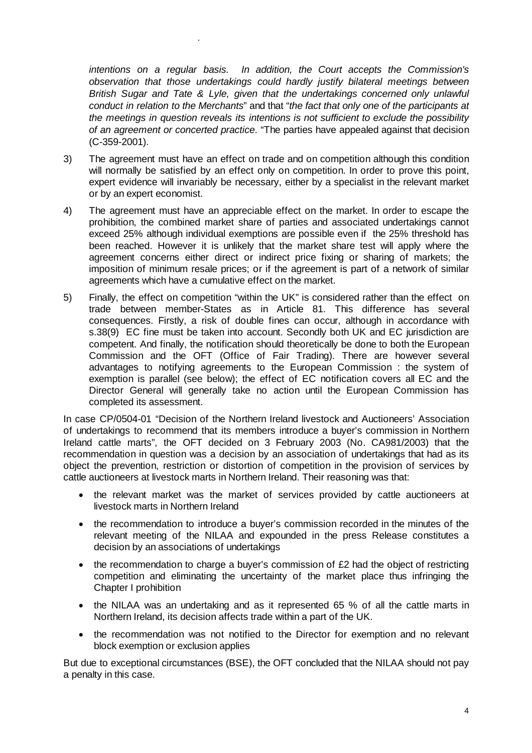*intentions on a regular basis. In addition, the Court accepts the Commission's observation that those undertakings could hardly justify bilateral meetings between British Sugar and Tate & Lyle, given that the undertakings concerned only unlawful conduct in relation to the Merchants*" and that "*the fact that only one of the participants at the meetings in question reveals its intentions is not sufficient to exclude the possibility of an agreement or concerted practice*. "The parties have appealed against that decision (C-359-2001).

3) The agreement must have an effect on trade and on competition although this condition will normally be satisfied by an effect only on competition. In order to prove this point, expert evidence will invariably be necessary, either by a specialist in the relevant market or by an expert economist.

4) The agreement must have an appreciable effect on the market. In order to escape the prohibition, the combined market share of parties and associated undertakings cannot exceed 25% although individual exemptions are possible even if the 25% threshold has been reached. However it is unlikely that the market share test will apply where the agreement concerns either direct or indirect price fixing or sharing of markets; the imposition of minimum resale prices; or if the agreement is part of a network of similar agreements which have a cumulative effect on the market.

5) Finally, the effect on competition "within the UK" is considered rather than the effect on trade between member-States as in Article 81. This difference has several consequences. Firstly, a risk of double fines can occur, although in accordance with s.38(9) EC fine must be taken into account. Secondly both UK and EC jurisdiction are competent. And finally, the notification should theoretically be done to both the European Commission and the OFT (Office of Fair Trading). There are however several advantages to notifying agreements to the European Commission : the system of exemption is parallel (see below); the effect of EC notification covers all EC and the Director General will generally take no action until the European Commission has completed its assessment.

In case CP/0504-01 "Decision of the Northern Ireland livestock and Auctioneers' Association of undertakings to recommend that its members introduce a buyer's commission in Northern Ireland cattle marts", the OFT decided on 3 February 2003 (No. CA981/2003) that the recommendation in question was a decision by an association of undertakings that had as its object the prevention, restriction or distortion of competition in the provision of services by cattle auctioneers at livestock marts in Northern Ireland. Their reasoning was that:

- the relevant market was the market of services provided by cattle auctioneers at livestock marts in Northern Ireland
- the recommendation to introduce a buyer's commission recorded in the minutes of the relevant meeting of the NILAA and expounded in the press Release constitutes a decision by an associations of undertakings
- the recommendation to charge a buyer's commission of £2 had the object of restricting competition and eliminating the uncertainty of the market place thus infringing the Chapter I prohibition
- the NILAA was an undertaking and as it represented 65 % of all the cattle marts in Northern Ireland, its decision affects trade within a part of the UK.
- the recommendation was not notified to the Director for exemption and no relevant block exemption or exclusion applies

But due to exceptional circumstances (BSE), the OFT concluded that the NILAA should not pay a penalty in this case.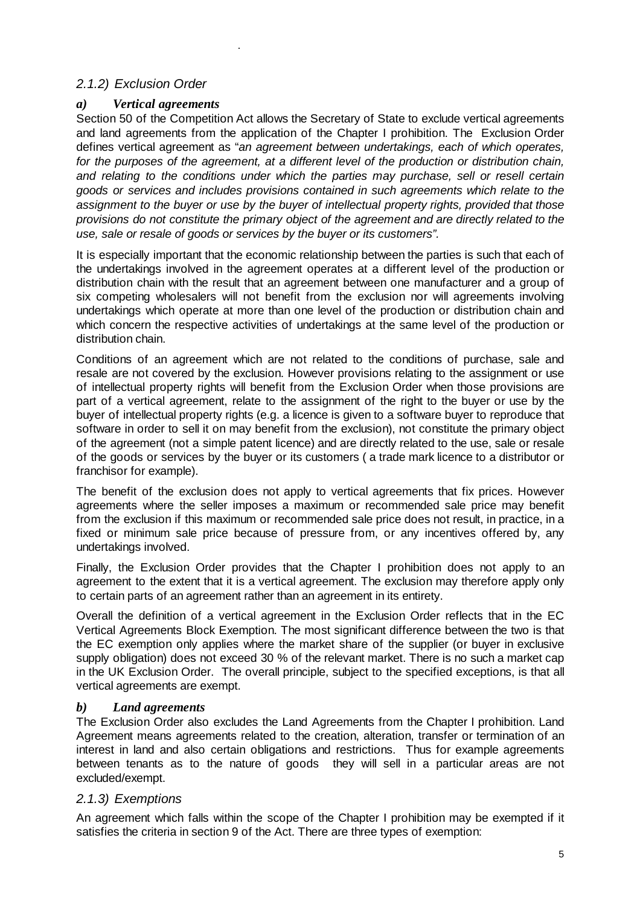### *2.1.2) Exclusion Order*

#### ***a) Vertical agreements***

Section 50 of the Competition Act allows the Secretary of State to exclude vertical agreements and land agreements from the application of the Chapter I prohibition. The Exclusion Order defines vertical agreement as "*an agreement between undertakings, each of which operates, for the purposes of the agreement, at a different level of the production or distribution chain, and relating to the conditions under which the parties may purchase, sell or resell certain goods or services and includes provisions contained in such agreements which relate to the assignment to the buyer or use by the buyer of intellectual property rights, provided that those provisions do not constitute the primary object of the agreement and are directly related to the use, sale or resale of goods or services by the buyer or its customers*".

It is especially important that the economic relationship between the parties is such that each of the undertakings involved in the agreement operates at a different level of the production or distribution chain with the result that an agreement between one manufacturer and a group of six competing wholesalers will not benefit from the exclusion nor will agreements involving undertakings which operate at more than one level of the production or distribution chain and which concern the respective activities of undertakings at the same level of the production or distribution chain.

Conditions of an agreement which are not related to the conditions of purchase, sale and resale are not covered by the exclusion. However provisions relating to the assignment or use of intellectual property rights will benefit from the Exclusion Order when those provisions are part of a vertical agreement, relate to the assignment of the right to the buyer or use by the buyer of intellectual property rights (e.g. a licence is given to a software buyer to reproduce that software in order to sell it on may benefit from the exclusion), not constitute the primary object of the agreement (not a simple patent licence) and are directly related to the use, sale or resale of the goods or services by the buyer or its customers ( a trade mark licence to a distributor or franchisor for example).

The benefit of the exclusion does not apply to vertical agreements that fix prices. However agreements where the seller imposes a maximum or recommended sale price may benefit from the exclusion if this maximum or recommended sale price does not result, in practice, in a fixed or minimum sale price because of pressure from, or any incentives offered by, any undertakings involved.

Finally, the Exclusion Order provides that the Chapter I prohibition does not apply to an agreement to the extent that it is a vertical agreement. The exclusion may therefore apply only to certain parts of an agreement rather than an agreement in its entirety.

Overall the definition of a vertical agreement in the Exclusion Order reflects that in the EC Vertical Agreements Block Exemption. The most significant difference between the two is that the EC exemption only applies where the market share of the supplier (or buyer in exclusive supply obligation) does not exceed 30 % of the relevant market. There is no such a market cap in the UK Exclusion Order. The overall principle, subject to the specified exceptions, is that all vertical agreements are exempt.

#### ***b) Land agreements***

The Exclusion Order also excludes the Land Agreements from the Chapter I prohibition. Land Agreement means agreements related to the creation, alteration, transfer or termination of an interest in land and also certain obligations and restrictions. Thus for example agreements between tenants as to the nature of goods they will sell in a particular areas are not excluded/exempt.

### *2.1.3) Exemptions*

An agreement which falls within the scope of the Chapter I prohibition may be exempted if it satisfies the criteria in section 9 of the Act. There are three types of exemption: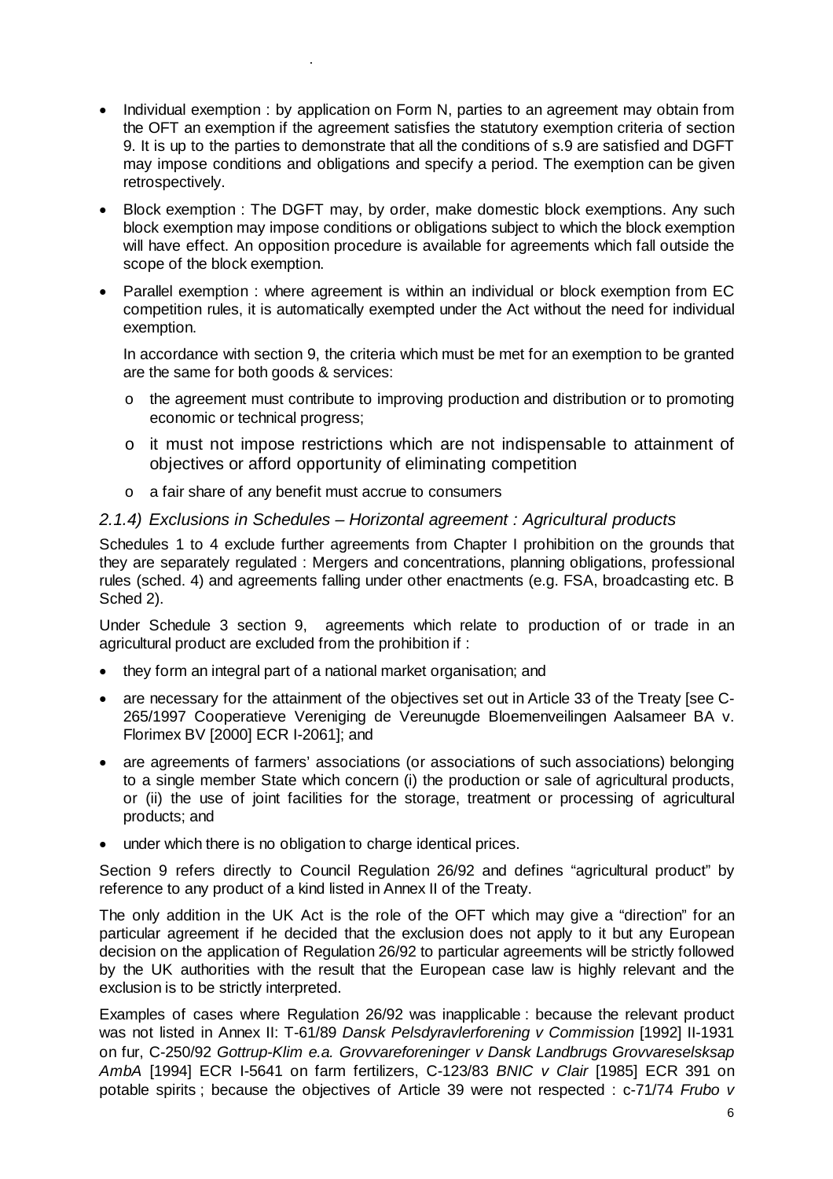- Individual exemption : by application on Form N, parties to an agreement may obtain from the OFT an exemption if the agreement satisfies the statutory exemption criteria of section 9. It is up to the parties to demonstrate that all the conditions of s.9 are satisfied and DGFT may impose conditions and obligations and specify a period. The exemption can be given retrospectively.
- Block exemption : The DGFT may, by order, make domestic block exemptions. Any such block exemption may impose conditions or obligations subject to which the block exemption will have effect. An opposition procedure is available for agreements which fall outside the scope of the block exemption.
- Parallel exemption : where agreement is within an individual or block exemption from EC competition rules, it is automatically exempted under the Act without the need for individual exemption.

  In accordance with section 9, the criteria which must be met for an exemption to be granted are the same for both goods & services:

  - the agreement must contribute to improving production and distribution or to promoting economic or technical progress;
  - it must not impose restrictions which are not indispensable to attainment of objectives or afford opportunity of eliminating competition
  - a fair share of any benefit must accrue to consumers

### *2.1.4) Exclusions in Schedules – Horizontal agreement : Agricultural products*

Schedules 1 to 4 exclude further agreements from Chapter I prohibition on the grounds that they are separately regulated : Mergers and concentrations, planning obligations, professional rules (sched. 4) and agreements falling under other enactments (e.g. FSA, broadcasting etc. B Sched 2).

Under Schedule 3 section 9, agreements which relate to production of or trade in an agricultural product are excluded from the prohibition if :

- they form an integral part of a national market organisation; and
- are necessary for the attainment of the objectives set out in Article 33 of the Treaty [see C-265/1997 Cooperatieve Vereniging de Vereunugde Bloemenveilingen Aalsameer BA v. Florimex BV [2000] ECR I-2061]; and
- are agreements of farmers' associations (or associations of such associations) belonging to a single member State which concern (i) the production or sale of agricultural products, or (ii) the use of joint facilities for the storage, treatment or processing of agricultural products; and
- under which there is no obligation to charge identical prices.

Section 9 refers directly to Council Regulation 26/92 and defines "agricultural product" by reference to any product of a kind listed in Annex II of the Treaty.

The only addition in the UK Act is the role of the OFT which may give a "direction" for an particular agreement if he decided that the exclusion does not apply to it but any European decision on the application of Regulation 26/92 to particular agreements will be strictly followed by the UK authorities with the result that the European case law is highly relevant and the exclusion is to be strictly interpreted.

Examples of cases where Regulation 26/92 was inapplicable : because the relevant product was not listed in Annex II: T-61/89 *Dansk Pelsdyravlerforening v Commission* [1992] II-1931 on fur, C-250/92 *Gottrup-Klim e.a. Grovvareforeninger v Dansk Landbrugs Grovvareselsksap AmbA* [1994] ECR I-5641 on farm fertilizers, C-123/83 *BNIC v Clair* [1985] ECR 391 on potable spirits ; because the objectives of Article 39 were not respected : c-71/74 *Frubo v*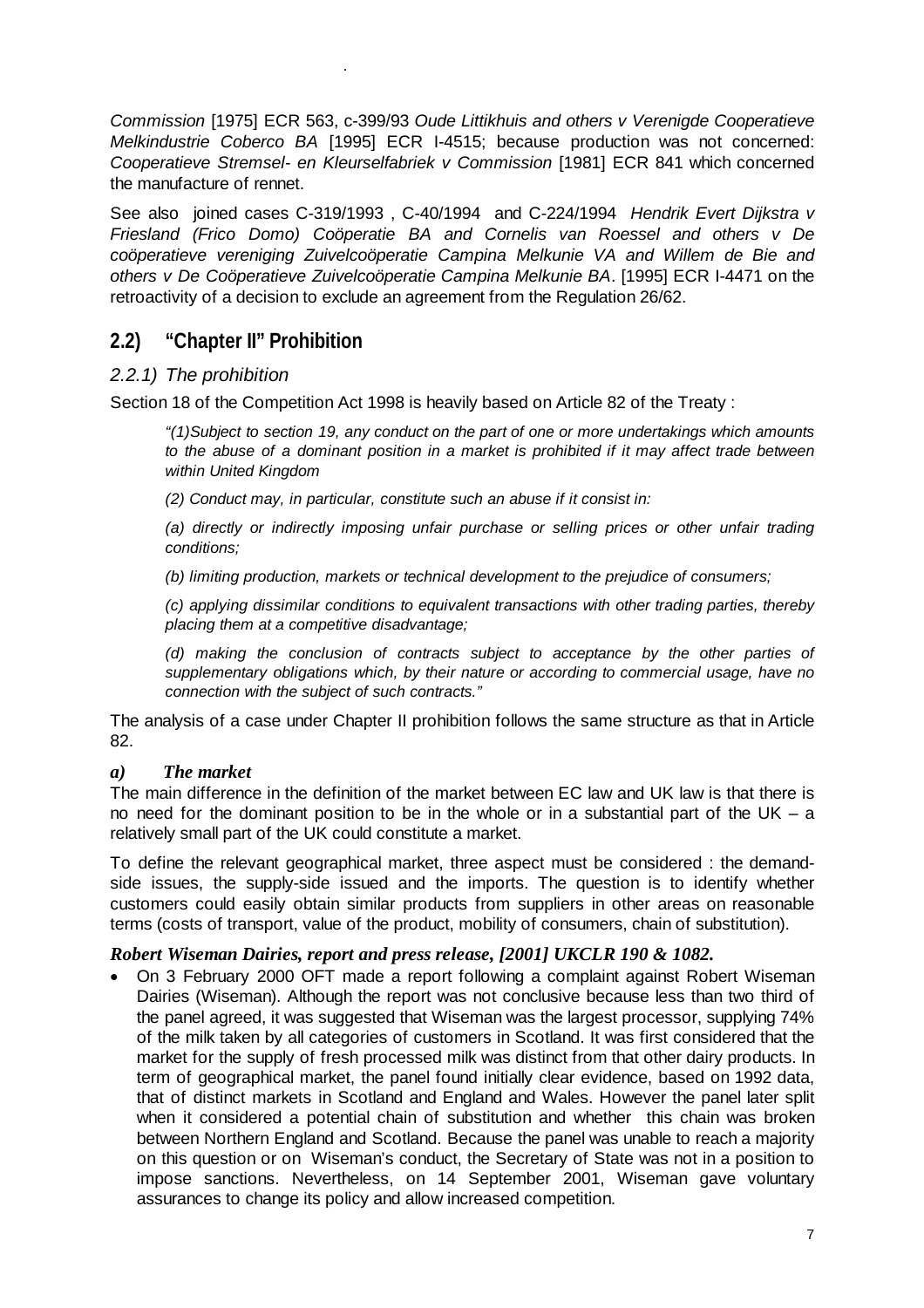*Commission* [1975] ECR 563, c-399/93 *Oude Littikhuis and others v Verenigde Cooperatieve Melkindustrie Coberco BA* [1995] ECR I-4515; because production was not concerned: *Cooperatieve Stremsel- en Kleurselfabriek v Commission* [1981] ECR 841 which concerned the manufacture of rennet.

See also joined cases C-319/1993 , C-40/1994 and C-224/1994 *Hendrik Evert Dijkstra v Friesland (Frico Domo) Coöperatie BA and Cornelis van Roessel and others v De coöperatieve vereniging Zuivelcoöperatie Campina Melkunie VA and Willem de Bie and others v De Coöperatieve Zuivelcoöperatie Campina Melkunie BA*. [1995] ECR I-4471 on the retroactivity of a decision to exclude an agreement from the Regulation 26/62.

## 2.2) "Chapter II" Prohibition

### *2.2.1) The prohibition*

Section 18 of the Competition Act 1998 is heavily based on Article 82 of the Treaty :

> *"(1)Subject to section 19, any conduct on the part of one or more undertakings which amounts to the abuse of a dominant position in a market is prohibited if it may affect trade between within United Kingdom*
>
> *(2) Conduct may, in particular, constitute such an abuse if it consist in:*
>
> *(a) directly or indirectly imposing unfair purchase or selling prices or other unfair trading conditions;*
>
> *(b) limiting production, markets or technical development to the prejudice of consumers;*
>
> *(c) applying dissimilar conditions to equivalent transactions with other trading parties, thereby placing them at a competitive disadvantage;*
>
> *(d) making the conclusion of contracts subject to acceptance by the other parties of supplementary obligations which, by their nature or according to commercial usage, have no connection with the subject of such contracts."*

The analysis of a case under Chapter II prohibition follows the same structure as that in Article 82.

#### *a) The market*

The main difference in the definition of the market between EC law and UK law is that there is no need for the dominant position to be in the whole or in a substantial part of the UK – a relatively small part of the UK could constitute a market.

To define the relevant geographical market, three aspect must be considered : the demand-side issues, the supply-side issued and the imports. The question is to identify whether customers could easily obtain similar products from suppliers in other areas on reasonable terms (costs of transport, value of the product, mobility of consumers, chain of substitution).

***Robert Wiseman Dairies, report and press release, [2001] UKCLR 190 & 1082.***

- On 3 February 2000 OFT made a report following a complaint against Robert Wiseman Dairies (Wiseman). Although the report was not conclusive because less than two third of the panel agreed, it was suggested that Wiseman was the largest processor, supplying 74% of the milk taken by all categories of customers in Scotland. It was first considered that the market for the supply of fresh processed milk was distinct from that other dairy products. In term of geographical market, the panel found initially clear evidence, based on 1992 data, that of distinct markets in Scotland and England and Wales. However the panel later split when it considered a potential chain of substitution and whether this chain was broken between Northern England and Scotland. Because the panel was unable to reach a majority on this question or on Wiseman's conduct, the Secretary of State was not in a position to impose sanctions. Nevertheless, on 14 September 2001, Wiseman gave voluntary assurances to change its policy and allow increased competition.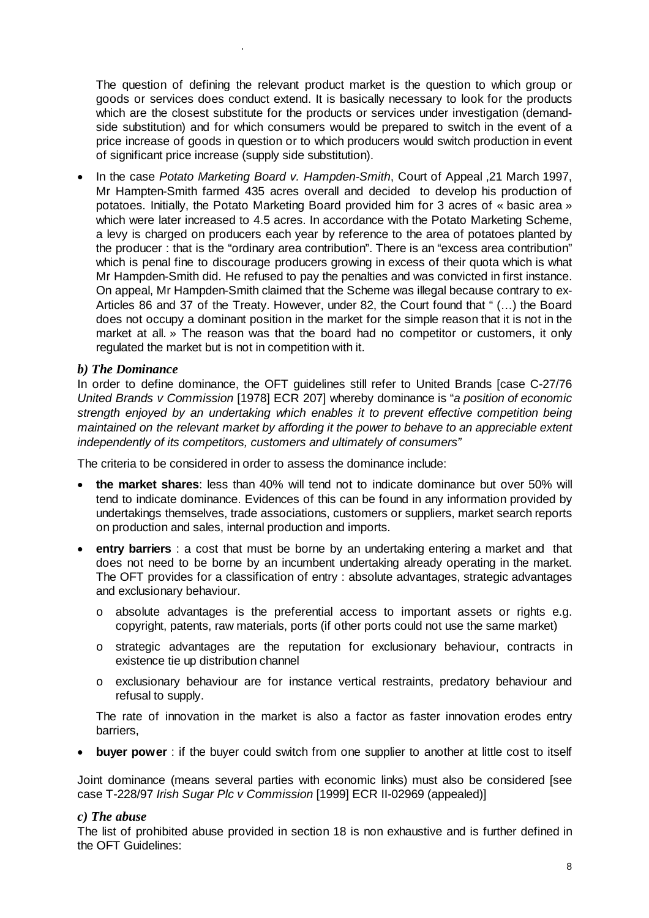The question of defining the relevant product market is the question to which group or goods or services does conduct extend. It is basically necessary to look for the products which are the closest substitute for the products or services under investigation (demand-side substitution) and for which consumers would be prepared to switch in the event of a price increase of goods in question or to which producers would switch production in event of significant price increase (supply side substitution).

- In the case *Potato Marketing Board v. Hampden-Smith*, Court of Appeal ,21 March 1997, Mr Hampten-Smith farmed 435 acres overall and decided to develop his production of potatoes. Initially, the Potato Marketing Board provided him for 3 acres of « basic area » which were later increased to 4.5 acres. In accordance with the Potato Marketing Scheme, a levy is charged on producers each year by reference to the area of potatoes planted by the producer : that is the "ordinary area contribution". There is an "excess area contribution" which is penal fine to discourage producers growing in excess of their quota which is what Mr Hampden-Smith did. He refused to pay the penalties and was convicted in first instance. On appeal, Mr Hampden-Smith claimed that the Scheme was illegal because contrary to ex-Articles 86 and 37 of the Treaty. However, under 82, the Court found that " (…) the Board does not occupy a dominant position in the market for the simple reason that it is not in the market at all. » The reason was that the board had no competitor or customers, it only regulated the market but is not in competition with it.

### *b) The Dominance*

In order to define dominance, the OFT guidelines still refer to United Brands [case C-27/76 *United Brands v Commission* [1978] ECR 207] whereby dominance is "*a position of economic strength enjoyed by an undertaking which enables it to prevent effective competition being maintained on the relevant market by affording it the power to behave to an appreciable extent independently of its competitors, customers and ultimately of consumers"*

The criteria to be considered in order to assess the dominance include:

- **the market shares**: less than 40% will tend not to indicate dominance but over 50% will tend to indicate dominance. Evidences of this can be found in any information provided by undertakings themselves, trade associations, customers or suppliers, market search reports on production and sales, internal production and imports.
- **entry barriers** : a cost that must be borne by an undertaking entering a market and that does not need to be borne by an incumbent undertaking already operating in the market. The OFT provides for a classification of entry : absolute advantages, strategic advantages and exclusionary behaviour.
  - absolute advantages is the preferential access to important assets or rights e.g. copyright, patents, raw materials, ports (if other ports could not use the same market)
  - strategic advantages are the reputation for exclusionary behaviour, contracts in existence tie up distribution channel
  - exclusionary behaviour are for instance vertical restraints, predatory behaviour and refusal to supply.

  The rate of innovation in the market is also a factor as faster innovation erodes entry barriers,
- **buyer power** : if the buyer could switch from one supplier to another at little cost to itself

Joint dominance (means several parties with economic links) must also be considered [see case T-228/97 *Irish Sugar Plc v Commission* [1999] ECR II-02969 (appealed)]

### *c) The abuse*

The list of prohibited abuse provided in section 18 is non exhaustive and is further defined in the OFT Guidelines: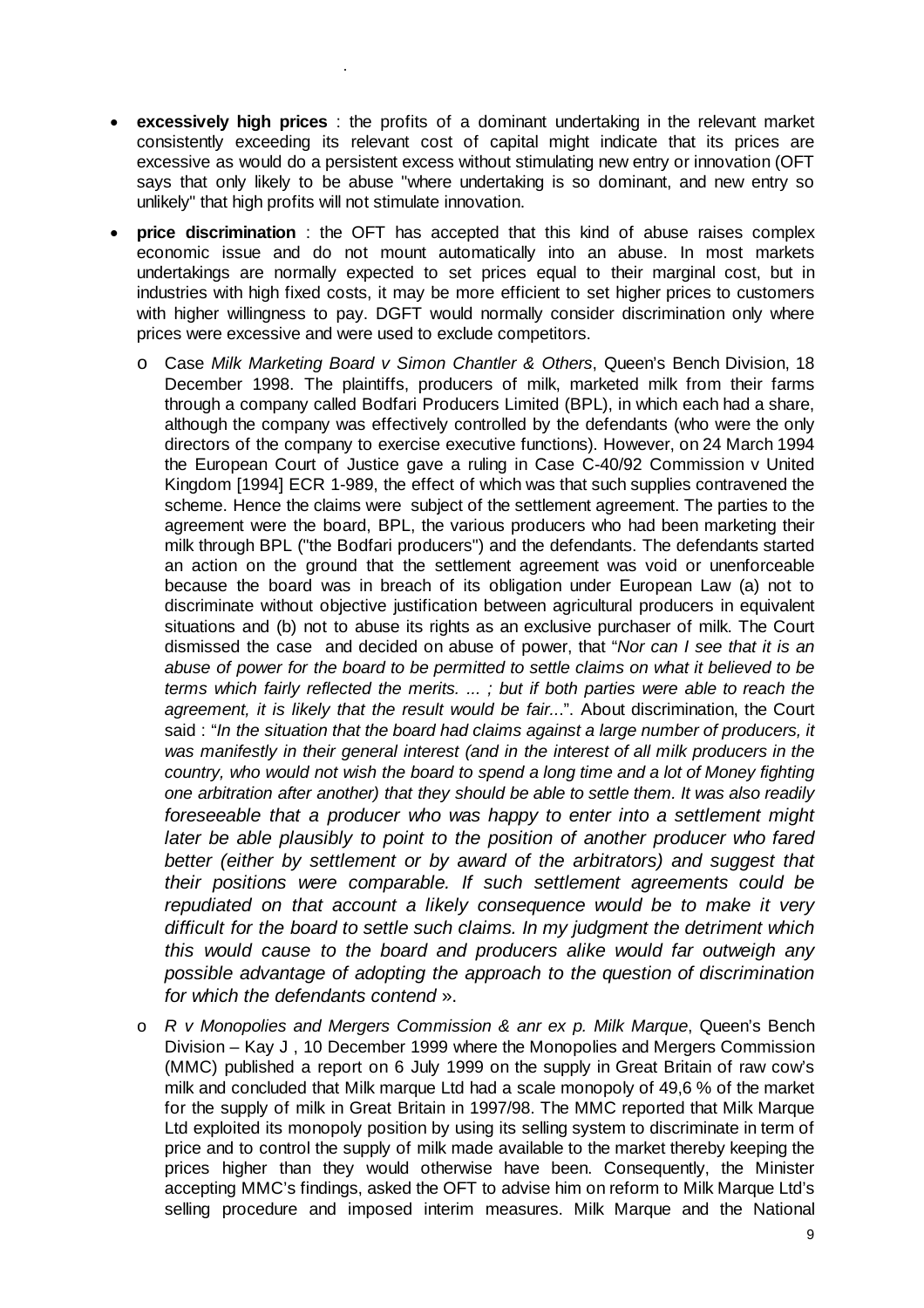- **excessively high prices** : the profits of a dominant undertaking in the relevant market consistently exceeding its relevant cost of capital might indicate that its prices are excessive as would do a persistent excess without stimulating new entry or innovation (OFT says that only likely to be abuse "where undertaking is so dominant, and new entry so unlikely" that high profits will not stimulate innovation.
- **price discrimination** : the OFT has accepted that this kind of abuse raises complex economic issue and do not mount automatically into an abuse. In most markets undertakings are normally expected to set prices equal to their marginal cost, but in industries with high fixed costs, it may be more efficient to set higher prices to customers with higher willingness to pay. DGFT would normally consider discrimination only where prices were excessive and were used to exclude competitors.
  - Case *Milk Marketing Board v Simon Chantler & Others*, Queen's Bench Division, 18 December 1998. The plaintiffs, producers of milk, marketed milk from their farms through a company called Bodfari Producers Limited (BPL), in which each had a share, although the company was effectively controlled by the defendants (who were the only directors of the company to exercise executive functions). However, on 24 March 1994 the European Court of Justice gave a ruling in Case C-40/92 Commission v United Kingdom [1994] ECR 1-989, the effect of which was that such supplies contravened the scheme. Hence the claims were subject of the settlement agreement. The parties to the agreement were the board, BPL, the various producers who had been marketing their milk through BPL ("the Bodfari producers") and the defendants. The defendants started an action on the ground that the settlement agreement was void or unenforceable because the board was in breach of its obligation under European Law (a) not to discriminate without objective justification between agricultural producers in equivalent situations and (b) not to abuse its rights as an exclusive purchaser of milk. The Court dismissed the case and decided on abuse of power, that "*Nor can I see that it is an abuse of power for the board to be permitted to settle claims on what it believed to be terms which fairly reflected the merits. ... ; but if both parties were able to reach the agreement, it is likely that the result would be fair...*". About discrimination, the Court said : "*In the situation that the board had claims against a large number of producers, it was manifestly in their general interest (and in the interest of all milk producers in the country, who would not wish the board to spend a long time and a lot of Money fighting one arbitration after another) that they should be able to settle them. It was also readily foreseeable that a producer who was happy to enter into a settlement might later be able plausibly to point to the position of another producer who fared better (either by settlement or by award of the arbitrators) and suggest that their positions were comparable. If such settlement agreements could be repudiated on that account a likely consequence would be to make it very difficult for the board to settle such claims. In my judgment the detriment which this would cause to the board and producers alike would far outweigh any possible advantage of adopting the approach to the question of discrimination for which the defendants contend* ».
  - *R v Monopolies and Mergers Commission & anr ex p. Milk Marque*, Queen's Bench Division – Kay J , 10 December 1999 where the Monopolies and Mergers Commission (MMC) published a report on 6 July 1999 on the supply in Great Britain of raw cow's milk and concluded that Milk marque Ltd had a scale monopoly of 49,6 % of the market for the supply of milk in Great Britain in 1997/98. The MMC reported that Milk Marque Ltd exploited its monopoly position by using its selling system to discriminate in term of price and to control the supply of milk made available to the market thereby keeping the prices higher than they would otherwise have been. Consequently, the Minister accepting MMC's findings, asked the OFT to advise him on reform to Milk Marque Ltd's selling procedure and imposed interim measures. Milk Marque and the National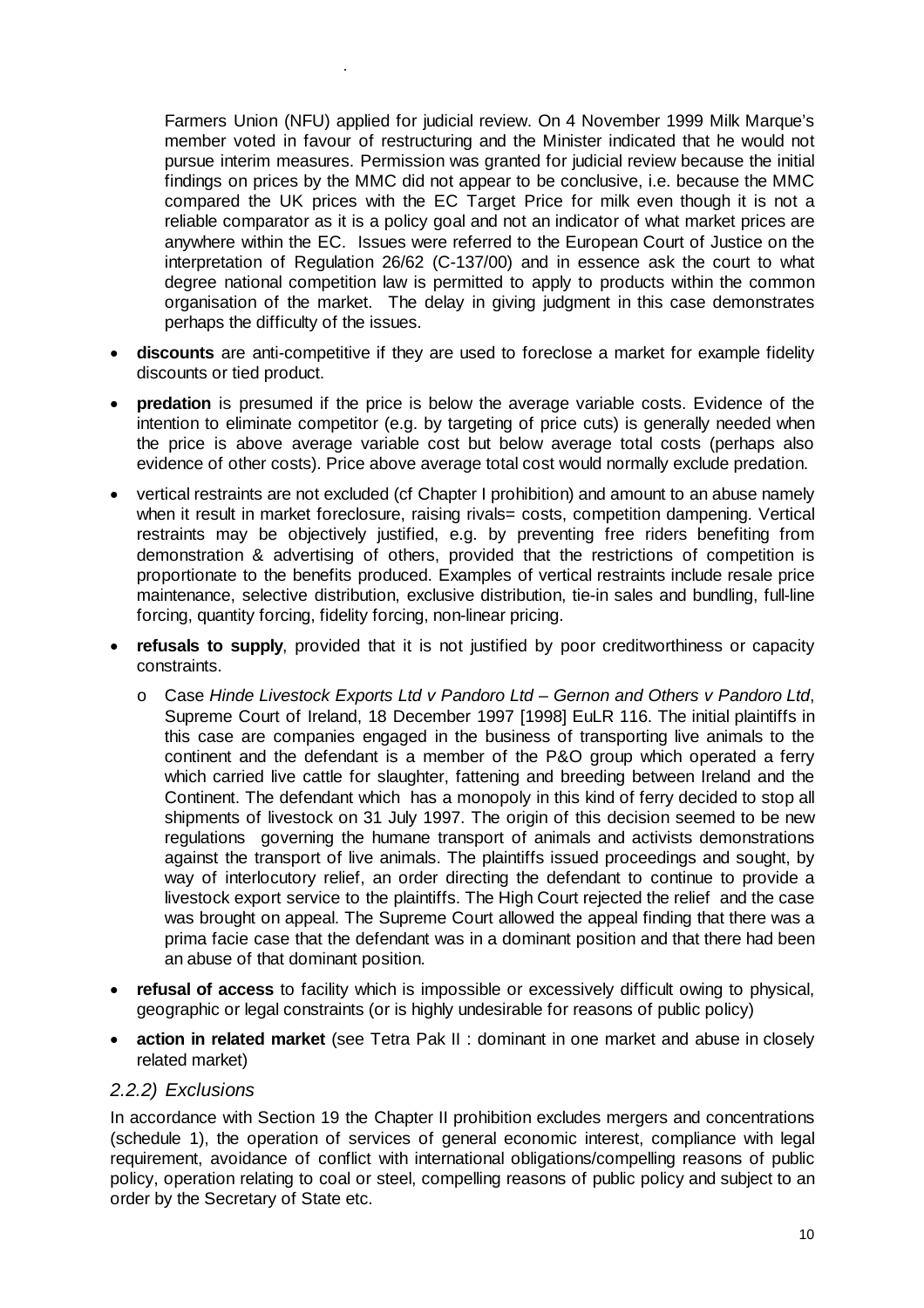Farmers Union (NFU) applied for judicial review. On 4 November 1999 Milk Marque's member voted in favour of restructuring and the Minister indicated that he would not pursue interim measures. Permission was granted for judicial review because the initial findings on prices by the MMC did not appear to be conclusive, i.e. because the MMC compared the UK prices with the EC Target Price for milk even though it is not a reliable comparator as it is a policy goal and not an indicator of what market prices are anywhere within the EC. Issues were referred to the European Court of Justice on the interpretation of Regulation 26/62 (C-137/00) and in essence ask the court to what degree national competition law is permitted to apply to products within the common organisation of the market. The delay in giving judgment in this case demonstrates perhaps the difficulty of the issues.

- **discounts** are anti-competitive if they are used to foreclose a market for example fidelity discounts or tied product.
- **predation** is presumed if the price is below the average variable costs. Evidence of the intention to eliminate competitor (e.g. by targeting of price cuts) is generally needed when the price is above average variable cost but below average total costs (perhaps also evidence of other costs). Price above average total cost would normally exclude predation.
- vertical restraints are not excluded (cf Chapter I prohibition) and amount to an abuse namely when it result in market foreclosure, raising rivals= costs, competition dampening. Vertical restraints may be objectively justified, e.g. by preventing free riders benefiting from demonstration & advertising of others, provided that the restrictions of competition is proportionate to the benefits produced. Examples of vertical restraints include resale price maintenance, selective distribution, exclusive distribution, tie-in sales and bundling, full-line forcing, quantity forcing, fidelity forcing, non-linear pricing.
- **refusals to supply**, provided that it is not justified by poor creditworthiness or capacity constraints.
  - Case *Hinde Livestock Exports Ltd v Pandoro Ltd – Gernon and Others v Pandoro Ltd*, Supreme Court of Ireland, 18 December 1997 [1998] EuLR 116. The initial plaintiffs in this case are companies engaged in the business of transporting live animals to the continent and the defendant is a member of the P&O group which operated a ferry which carried live cattle for slaughter, fattening and breeding between Ireland and the Continent. The defendant which has a monopoly in this kind of ferry decided to stop all shipments of livestock on 31 July 1997. The origin of this decision seemed to be new regulations governing the humane transport of animals and activists demonstrations against the transport of live animals. The plaintiffs issued proceedings and sought, by way of interlocutory relief, an order directing the defendant to continue to provide a livestock export service to the plaintiffs. The High Court rejected the relief and the case was brought on appeal. The Supreme Court allowed the appeal finding that there was a prima facie case that the defendant was in a dominant position and that there had been an abuse of that dominant position.
- **refusal of access** to facility which is impossible or excessively difficult owing to physical, geographic or legal constraints (or is highly undesirable for reasons of public policy)
- **action in related market** (see Tetra Pak II : dominant in one market and abuse in closely related market)

### *2.2.2) Exclusions*

In accordance with Section 19 the Chapter II prohibition excludes mergers and concentrations (schedule 1), the operation of services of general economic interest, compliance with legal requirement, avoidance of conflict with international obligations/compelling reasons of public policy, operation relating to coal or steel, compelling reasons of public policy and subject to an order by the Secretary of State etc.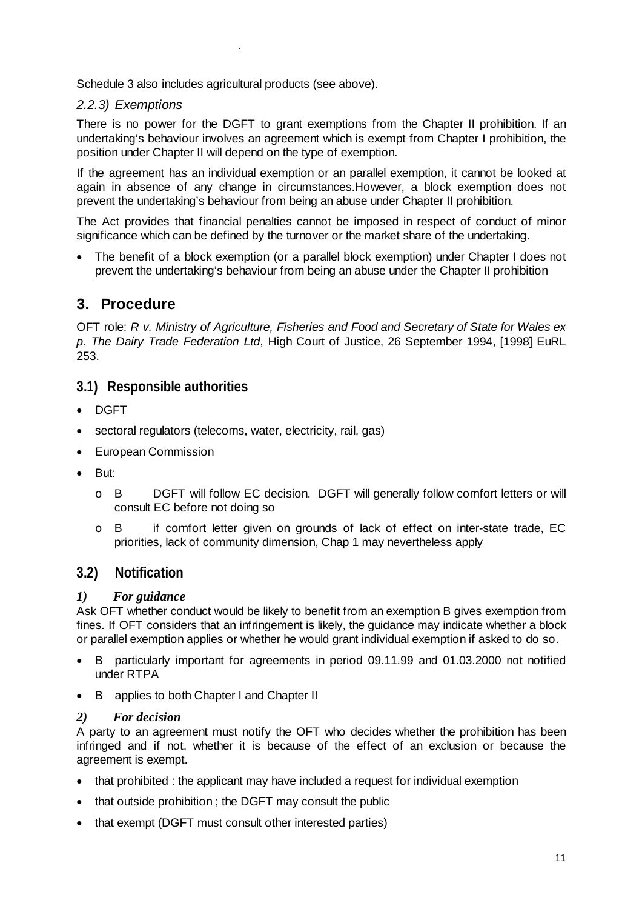Schedule 3 also includes agricultural products (see above).

### *2.2.3) Exemptions*

There is no power for the DGFT to grant exemptions from the Chapter II prohibition. If an undertaking's behaviour involves an agreement which is exempt from Chapter I prohibition, the position under Chapter II will depend on the type of exemption.

If the agreement has an individual exemption or an parallel exemption, it cannot be looked at again in absence of any change in circumstances.However, a block exemption does not prevent the undertaking's behaviour from being an abuse under Chapter II prohibition.

The Act provides that financial penalties cannot be imposed in respect of conduct of minor significance which can be defined by the turnover or the market share of the undertaking.

- The benefit of a block exemption (or a parallel block exemption) under Chapter I does not prevent the undertaking's behaviour from being an abuse under the Chapter II prohibition

## 3. Procedure

OFT role: *R v. Ministry of Agriculture, Fisheries and Food and Secretary of State for Wales ex p. The Dairy Trade Federation Ltd*, High Court of Justice, 26 September 1994, [1998] EuRL 253.

### 3.1) Responsible authorities

- DGFT
- sectoral regulators (telecoms, water, electricity, rail, gas)
- European Commission
- But:
  - B DGFT will follow EC decision. DGFT will generally follow comfort letters or will consult EC before not doing so
  - B if comfort letter given on grounds of lack of effect on inter-state trade, EC priorities, lack of community dimension, Chap 1 may nevertheless apply

### 3.2) Notification

#### *1) For guidance*

Ask OFT whether conduct would be likely to benefit from an exemption B gives exemption from fines. If OFT considers that an infringement is likely, the guidance may indicate whether a block or parallel exemption applies or whether he would grant individual exemption if asked to do so.

- B particularly important for agreements in period 09.11.99 and 01.03.2000 not notified under RTPA
- B applies to both Chapter I and Chapter II

#### *2) For decision*

A party to an agreement must notify the OFT who decides whether the prohibition has been infringed and if not, whether it is because of the effect of an exclusion or because the agreement is exempt.

- that prohibited : the applicant may have included a request for individual exemption
- that outside prohibition ; the DGFT may consult the public
- that exempt (DGFT must consult other interested parties)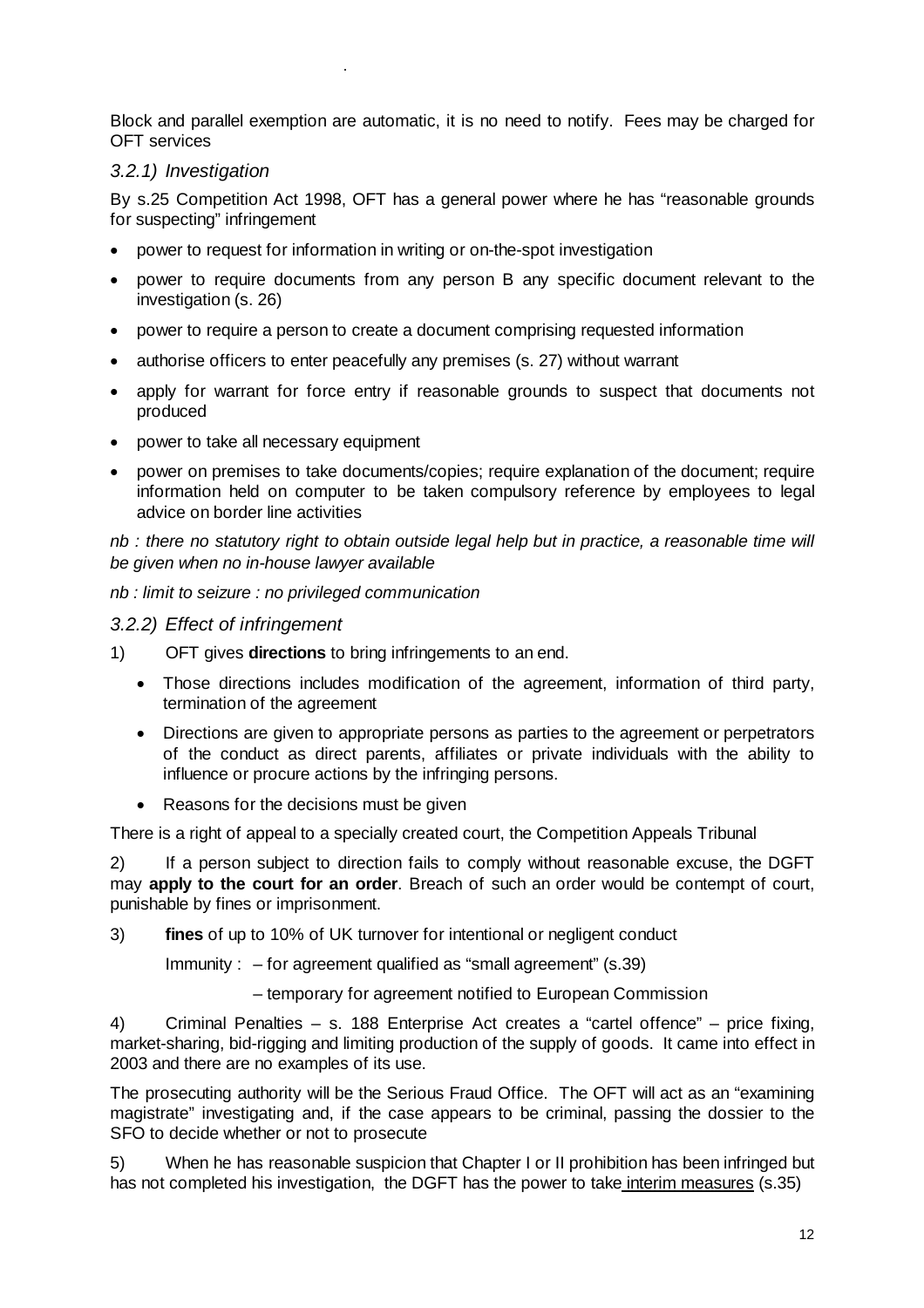Block and parallel exemption are automatic, it is no need to notify. Fees may be charged for OFT services

### *3.2.1) Investigation*

By s.25 Competition Act 1998, OFT has a general power where he has "reasonable grounds for suspecting" infringement

- power to request for information in writing or on-the-spot investigation
- power to require documents from any person B any specific document relevant to the investigation (s. 26)
- power to require a person to create a document comprising requested information
- authorise officers to enter peacefully any premises (s. 27) without warrant
- apply for warrant for force entry if reasonable grounds to suspect that documents not produced
- power to take all necessary equipment
- power on premises to take documents/copies; require explanation of the document; require information held on computer to be taken compulsory reference by employees to legal advice on border line activities

*nb : there no statutory right to obtain outside legal help but in practice, a reasonable time will be given when no in-house lawyer available*

*nb : limit to seizure : no privileged communication*

### *3.2.2) Effect of infringement*

1) OFT gives **directions** to bring infringements to an end.

   - Those directions includes modification of the agreement, information of third party, termination of the agreement
   - Directions are given to appropriate persons as parties to the agreement or perpetrators of the conduct as direct parents, affiliates or private individuals with the ability to influence or procure actions by the infringing persons.
   - Reasons for the decisions must be given

There is a right of appeal to a specially created court, the Competition Appeals Tribunal

2) If a person subject to direction fails to comply without reasonable excuse, the DGFT may **apply to the court for an order**. Breach of such an order would be contempt of court, punishable by fines or imprisonment.

3) **fines** of up to 10% of UK turnover for intentional or negligent conduct

Immunity : – for agreement qualified as "small agreement" (s.39)

– temporary for agreement notified to European Commission

4) Criminal Penalties – s. 188 Enterprise Act creates a "cartel offence" – price fixing, market-sharing, bid-rigging and limiting production of the supply of goods. It came into effect in 2003 and there are no examples of its use.

The prosecuting authority will be the Serious Fraud Office. The OFT will act as an "examining magistrate" investigating and, if the case appears to be criminal, passing the dossier to the SFO to decide whether or not to prosecute

5) When he has reasonable suspicion that Chapter I or II prohibition has been infringed but has not completed his investigation, the DGFT has the power to take interim measures (s.35)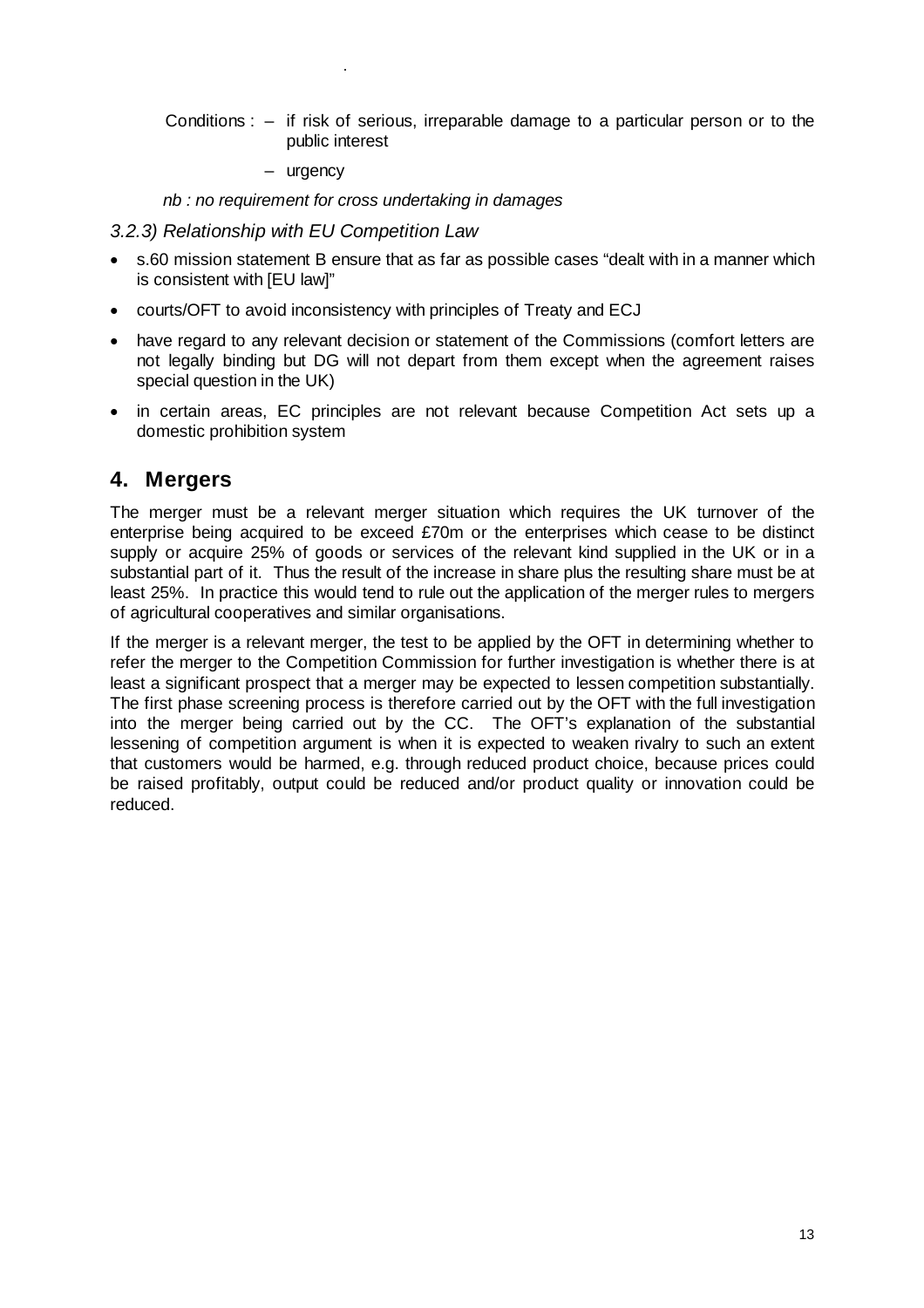Conditions : – if risk of serious, irreparable damage to a particular person or to the public interest

– urgency

*nb : no requirement for cross undertaking in damages*

### *3.2.3) Relationship with EU Competition Law*

- s.60 mission statement B ensure that as far as possible cases "dealt with in a manner which is consistent with [EU law]"
- courts/OFT to avoid inconsistency with principles of Treaty and ECJ
- have regard to any relevant decision or statement of the Commissions (comfort letters are not legally binding but DG will not depart from them except when the agreement raises special question in the UK)
- in certain areas, EC principles are not relevant because Competition Act sets up a domestic prohibition system

## 4. Mergers

The merger must be a relevant merger situation which requires the UK turnover of the enterprise being acquired to be exceed £70m or the enterprises which cease to be distinct supply or acquire 25% of goods or services of the relevant kind supplied in the UK or in a substantial part of it. Thus the result of the increase in share plus the resulting share must be at least 25%. In practice this would tend to rule out the application of the merger rules to mergers of agricultural cooperatives and similar organisations.

If the merger is a relevant merger, the test to be applied by the OFT in determining whether to refer the merger to the Competition Commission for further investigation is whether there is at least a significant prospect that a merger may be expected to lessen competition substantially. The first phase screening process is therefore carried out by the OFT with the full investigation into the merger being carried out by the CC. The OFT's explanation of the substantial lessening of competition argument is when it is expected to weaken rivalry to such an extent that customers would be harmed, e.g. through reduced product choice, because prices could be raised profitably, output could be reduced and/or product quality or innovation could be reduced.